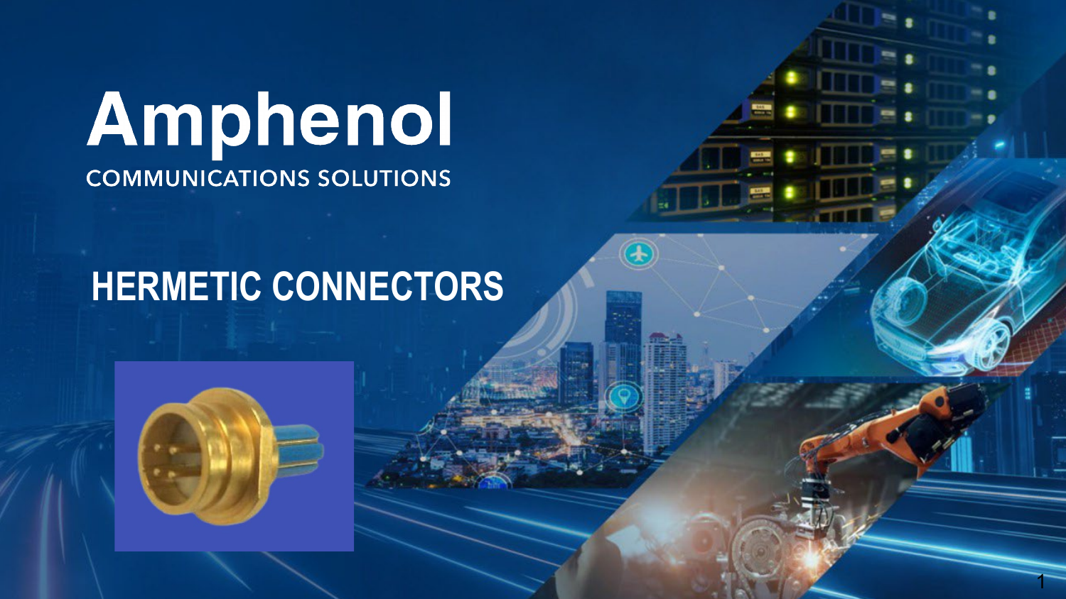# Amphenol

COMMUNICATIONS SOLUTIONS

## HERMETIC CONNECTORS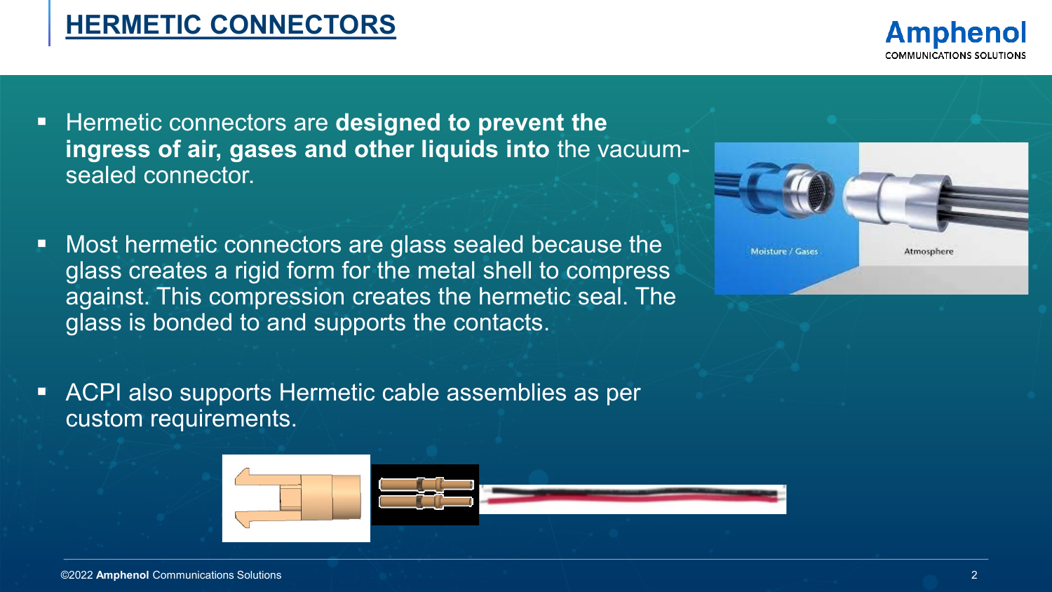# HERMETIC CONNECTORS

- Hermetic connectors are **designed to prevent the ingress of air, gases and other liquids into** the vacuum-sealed connector.

- Most hermetic connectors are glass sealed because the glass creates a rigid form for the metal shell to compress against. This compression creates the hermetic seal. The glass is bonded to and supports the contacts.

- ACPI also supports Hermetic cable assemblies as per custom requirements.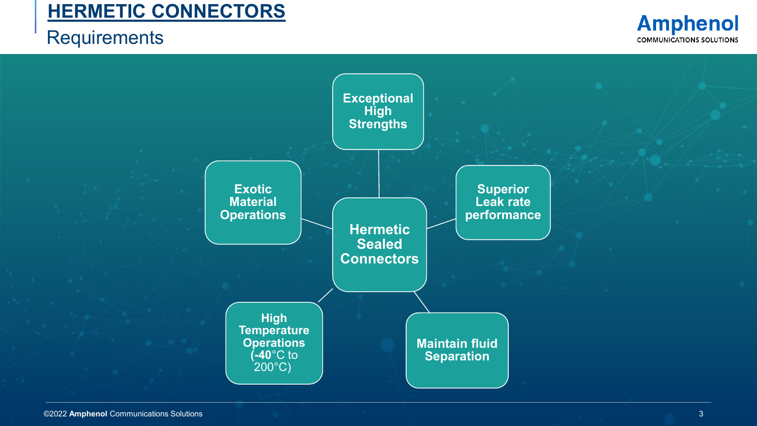# HERMETIC CONNECTORS

## Requirements

- **Hermetic Sealed Connectors**
  - **Exceptional High Strengths**
  - **Superior Leak rate performance**
  - **Maintain fluid Separation**
  - **High Temperature Operations (-40**°C to 200°C)
  - **Exotic Material Operations**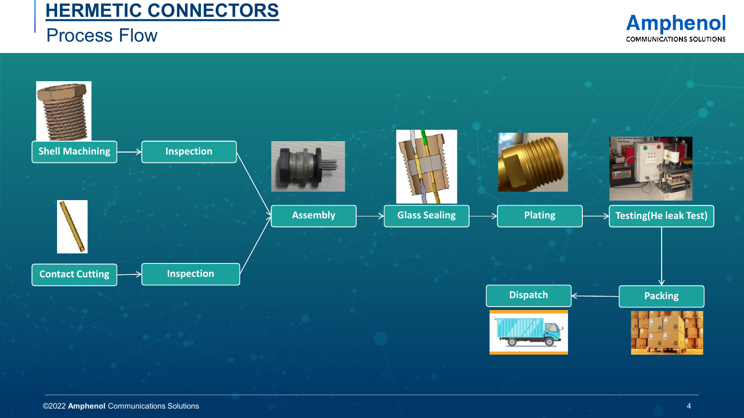# HERMETIC CONNECTORS

## Process Flow

Shell Machining → Inspection

Contact Cutting → Inspection

Assembly → Glass Sealing → Plating → Testing(He leak Test)

Packing → Dispatch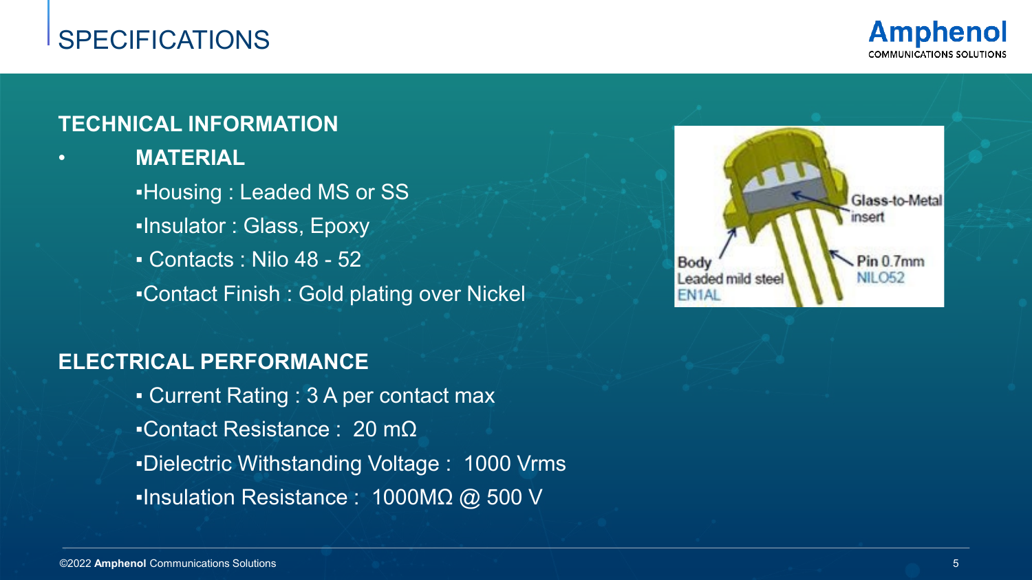# SPECIFICATIONS

## TECHNICAL INFORMATION

- **MATERIAL**
  - Housing : Leaded MS or SS
  - Insulator : Glass, Epoxy
  - Contacts : Nilo 48 - 52
  - Contact Finish : Gold plating over Nickel

Glass-to-Metal insert

Body Leaded mild steel EN1AL

Pin 0.7mm NILO52

## ELECTRICAL PERFORMANCE

- Current Rating : 3 A per contact max
- Contact Resistance : 20 mΩ
- Dielectric Withstanding Voltage : 1000 Vrms
- Insulation Resistance : 1000MΩ @ 500 V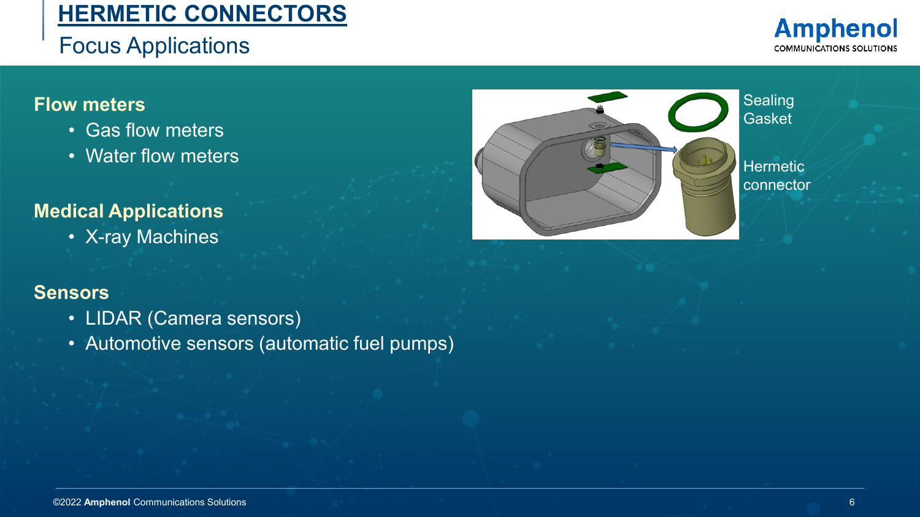# HERMETIC CONNECTORS

## Focus Applications

### Flow meters

- Gas flow meters
- Water flow meters

### Medical Applications

- X-ray Machines

### Sensors

- LIDAR (Camera sensors)
- Automotive sensors (automatic fuel pumps)

Sealing Gasket

Hermetic connector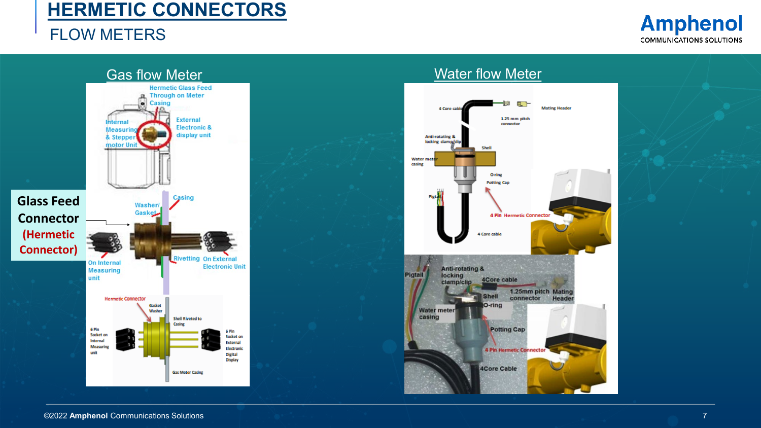# HERMETIC CONNECTORS

## FLOW METERS

### Gas flow Meter

Hermetic Glass Feed Through on Meter Casing

Internal Measuring & Stepper motor Unit

External Electronic & display unit

**Glass Feed Connector (Hermetic Connector)**

Washer/ Gasket

Casing

On Internal Measuring unit

Rivetting

On External Electronic Unit

Hermetic Connector

Gasket Washer

Shell Riveted to Casing

6 Pin Socket on Internal Measuring unit

6 Pin Socket on External Electronic Digital Display

Gas Meter Casing

### Water flow Meter

4 Core cable

Mating Header

1.25 mm pitch connector

Anti-rotating & locking clamp/clip

Shell

Water meter casing

O-ring

Potting Cap

Pigtail

4 Pin Hermetic Connector

4 Core cable

Pigtail

Anti-rotating & locking clamp/clip

4Core cable

Shell

1.25mm pitch connector

Mating Header

O-ring

Water meter casing

Potting Cap

4 Pin Hermetic Connector

4Core Cable

©2022 **Amphenol** Communications Solutions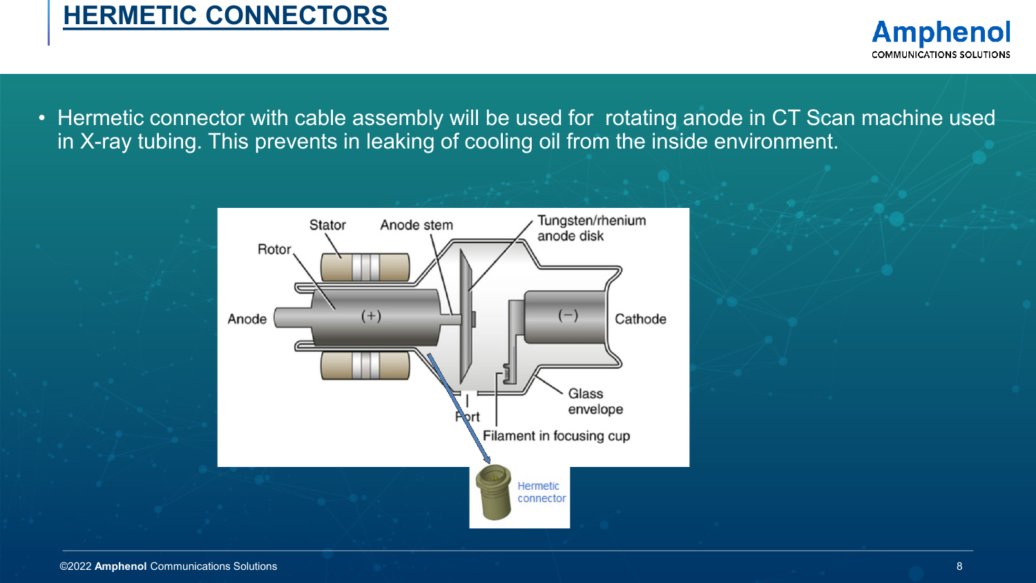# HERMETIC CONNECTORS

- Hermetic connector with cable assembly will be used for rotating anode in CT Scan machine used in X-ray tubing. This prevents in leaking of cooling oil from the inside environment.

Stator | Anode stem | Tungsten/rhenium anode disk | Rotor | Anode | (+) | (−) | Cathode | Glass envelope | Port | Filament in focusing cup

Hermetic connector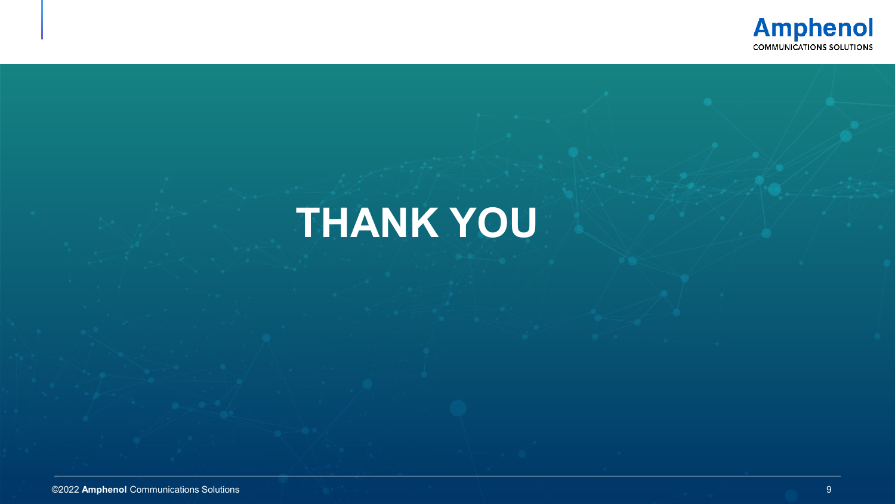# THANK YOU